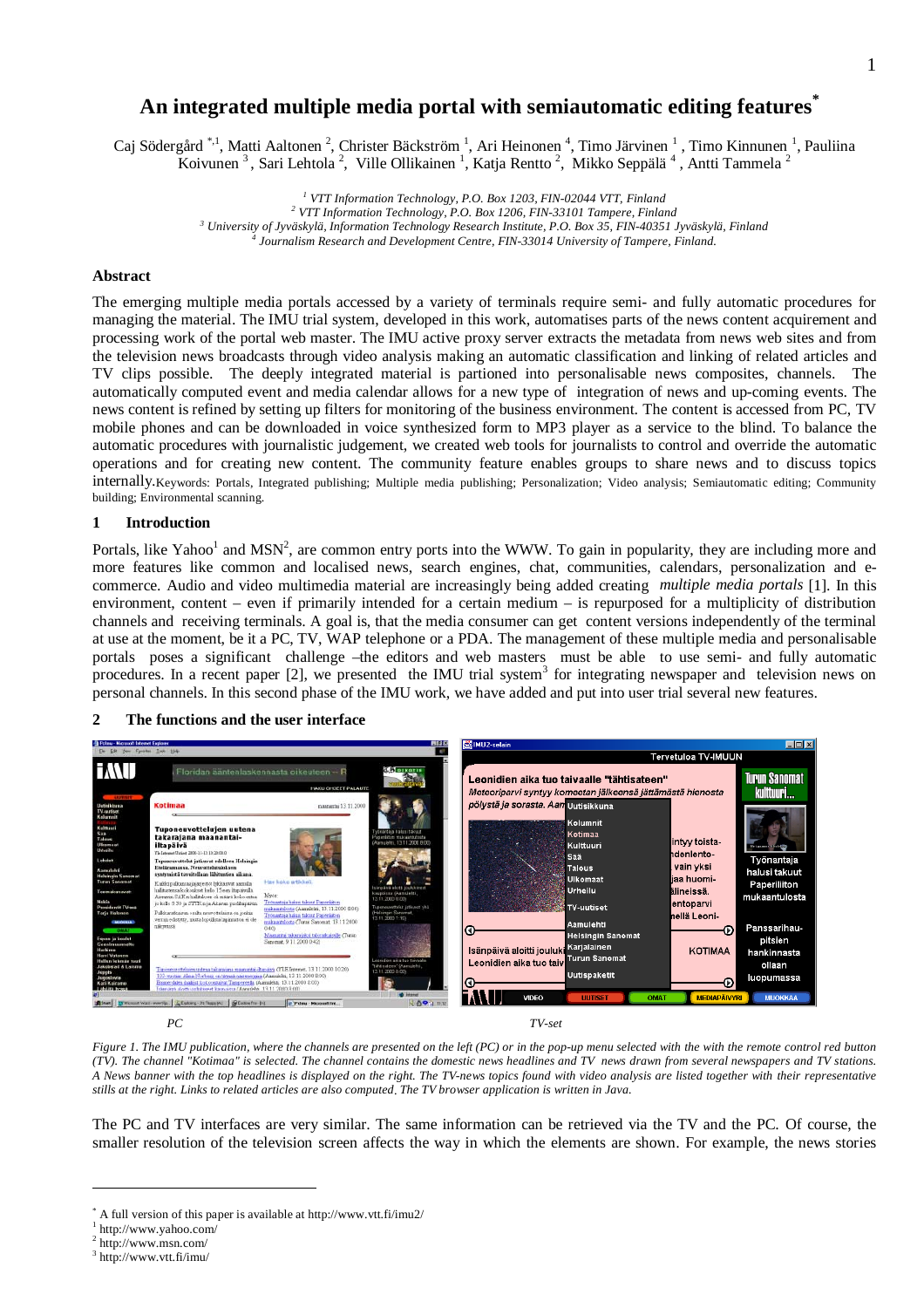# An integrated multiple media portal with semiautomatic editing features*

Caj Södergård *,1, Matti Aaltonen [2], Christer Bäckström [1], Ari Heinonen [4], Timo Järvinen [1], Timo Kinnunen [1], Pauliina Koivunen [3], Sari Lehtola [2], Ville Ollikainen [1], Katja Rentto [2], Mikko Seppälä [4], Antti Tammela [2]

[1] *VTT Information Technology, P.O. Box 1203, FIN-02044 VTT, Finland*
[2] *VTT Information Technology, P.O. Box 1206, FIN-33101 Tampere, Finland*
[3] *University of Jyväskylä, Information Technology Research Institute, P.O. Box 35, FIN-40351 Jyväskylä, Finland*
[4] *Journalism Research and Development Centre, FIN-33014 University of Tampere, Finland.*

## Abstract

The emerging multiple media portals accessed by a variety of terminals require semi- and fully automatic procedures for managing the material. The IMU trial system, developed in this work, automatises parts of the news content acquirement and processing work of the portal web master. The IMU active proxy server extracts the metadata from news web sites and from the television news broadcasts through video analysis making an automatic classification and linking of related articles and TV clips possible. The deeply integrated material is partioned into personalisable news composites, channels. The automatically computed event and media calendar allows for a new type of integration of news and up-coming events. The news content is refined by setting up filters for monitoring of the business environment. The content is accessed from PC, TV mobile phones and can be downloaded in voice synthesized form to MP3 player as a service to the blind. To balance the automatic procedures with journalistic judgement, we created web tools for journalists to control and override the automatic operations and for creating new content. The community feature enables groups to share news and to discuss topics internally.Keywords: Portals, Integrated publishing; Multiple media publishing; Personalization; Video analysis; Semiautomatic editing; Community building; Environmental scanning.

## 1 Introduction

Portals, like Yahoo[1] and MSN[2], are common entry ports into the WWW. To gain in popularity, they are including more and more features like common and localised news, search engines, chat, communities, calendars, personalization and e-commerce. Audio and video multimedia material are increasingly being added creating *multiple media portals* [1]. In this environment, content – even if primarily intended for a certain medium – is repurposed for a multiplicity of distribution channels and receiving terminals. A goal is, that the media consumer can get content versions independently of the terminal at use at the moment, be it a PC, TV, WAP telephone or a PDA. The management of these multiple media and personalisable portals poses a significant challenge –the editors and web masters must be able to use semi- and fully automatic procedures. In a recent paper [2], we presented the IMU trial system[3] for integrating newspaper and television news on personal channels. In this second phase of the IMU work, we have added and put into user trial several new features.

## 2 The functions and the user interface

PC TV-set

*Figure 1. The IMU publication, where the channels are presented on the left (PC) or in the pop-up menu selected with the with the remote control red button (TV). The channel "Kotimaa" is selected. The channel contains the domestic news headlines and TV news drawn from several newspapers and TV stations. A News banner with the top headlines is displayed on the right. The TV-news topics found with video analysis are listed together with their representative stills at the right. Links to related articles are also computed. The TV browser application is written in Java.*

The PC and TV interfaces are very similar. The same information can be retrieved via the TV and the PC. Of course, the smaller resolution of the television screen affects the way in which the elements are shown. For example, the news stories

* A full version of this paper is available at http://www.vtt.fi/imu2/
[1] http://www.yahoo.com/
[2] http://www.msn.com/
[3] http://www.vtt.fi/imu/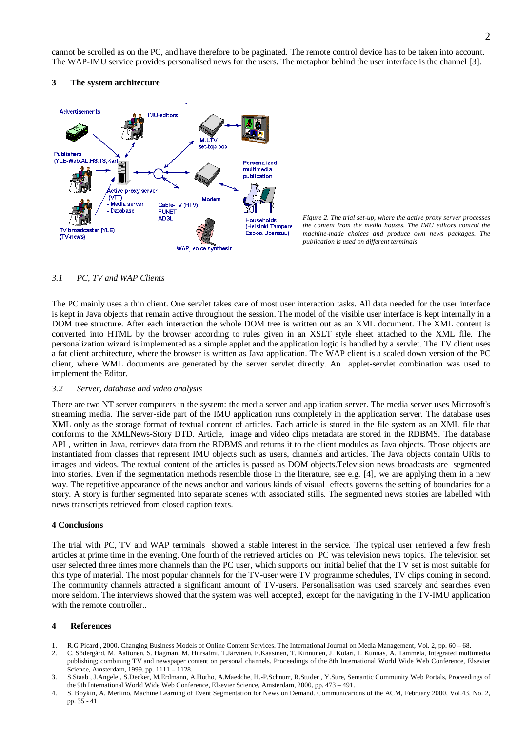cannot be scrolled as on the PC, and have therefore to be paginated. The remote control device has to be taken into account. The WAP-IMU service provides personalised news for the users. The metaphor behind the user interface is the channel [3].

## 3 The system architecture

Advertisements
IMU-editors
IMU-TV set-top box
Publishers (YLE-Web,AL,HS,TS,Kar)
Personalized multimedia publication
Active proxy server (VTT) - Media server - Database
Modem
Cable-TV (HTV) FUNET ADSL
Households (Helsinki,Tampere Espoo, Joensuu)
TV broadcaster (YLE) (TV-news)
WAP, voice synthesis

*Figure 2. The trial set-up, where the active proxy server processes the content from the media houses. The IMU editors control the machine-made choices and produce own news packages. The publication is used on different terminals.*

### *3.1 PC, TV and WAP Clients*

The PC mainly uses a thin client. One servlet takes care of most user interaction tasks. All data needed for the user interface is kept in Java objects that remain active throughout the session. The model of the visible user interface is kept internally in a DOM tree structure. After each interaction the whole DOM tree is written out as an XML document. The XML content is converted into HTML by the browser according to rules given in an XSLT style sheet attached to the XML file. The personalization wizard is implemented as a simple applet and the application logic is handled by a servlet. The TV client uses a fat client architecture, where the browser is written as Java application. The WAP client is a scaled down version of the PC client, where WML documents are generated by the server servlet directly. An applet-servlet combination was used to implement the Editor.

### *3.2 Server, database and video analysis*

There are two NT server computers in the system: the media server and application server. The media server uses Microsoft's streaming media. The server-side part of the IMU application runs completely in the application server. The database uses XML only as the storage format of textual content of articles. Each article is stored in the file system as an XML file that conforms to the XMLNews-Story DTD. Article, image and video clips metadata are stored in the RDBMS. The database API , written in Java, retrieves data from the RDBMS and returns it to the client modules as Java objects. Those objects are instantiated from classes that represent IMU objects such as users, channels and articles. The Java objects contain URIs to images and videos. The textual content of the articles is passed as DOM objects.Television news broadcasts are segmented into stories. Even if the segmentation methods resemble those in the literature, see e.g. [4], we are applying them in a new way. The repetitive appearance of the news anchor and various kinds of visual effects governs the setting of boundaries for a story. A story is further segmented into separate scenes with associated stills. The segmented news stories are labelled with news transcripts retrieved from closed caption texts.

## 4 Conclusions

The trial with PC, TV and WAP terminals showed a stable interest in the service. The typical user retrieved a few fresh articles at prime time in the evening. One fourth of the retrieved articles on PC was television news topics. The television set user selected three times more channels than the PC user, which supports our initial belief that the TV set is most suitable for this type of material. The most popular channels for the TV-user were TV programme schedules, TV clips coming in second. The community channels attracted a significant amount of TV-users. Personalisation was used scarcely and searches even more seldom. The interviews showed that the system was well accepted, except for the navigating in the TV-IMU application with the remote controller..

## 4 References

1. R.G Picard., 2000. Changing Business Models of Online Content Services. The International Journal on Media Management, Vol. 2, pp. 60 – 68.
2. C. Södergård, M. Aaltonen, S. Hagman, M. Hiirsalmi, T.Järvinen, E.Kaasinen, T. Kinnunen, J. Kolari, J. Kunnas, A. Tammela, Integrated multimedia publishing; combining TV and newspaper content on personal channels. Proceedings of the 8th International World Wide Web Conference, Elsevier Science, Amsterdam, 1999, pp. 1111 – 1128.
3. S.Staab , J.Angele , S.Decker, M.Erdmann, A.Hotho, A.Maedche, H.-P.Schnurr, R.Studer , Y.Sure, Semantic Community Web Portals, Proceedings of the 9th International World Wide Web Conference, Elsevier Science, Amsterdam, 2000, pp. 473 – 491.
4. S. Boykin, A. Merlino, Machine Learning of Event Segmentation for News on Demand. Communicarions of the ACM, February 2000, Vol.43, No. 2, pp. 35 - 41